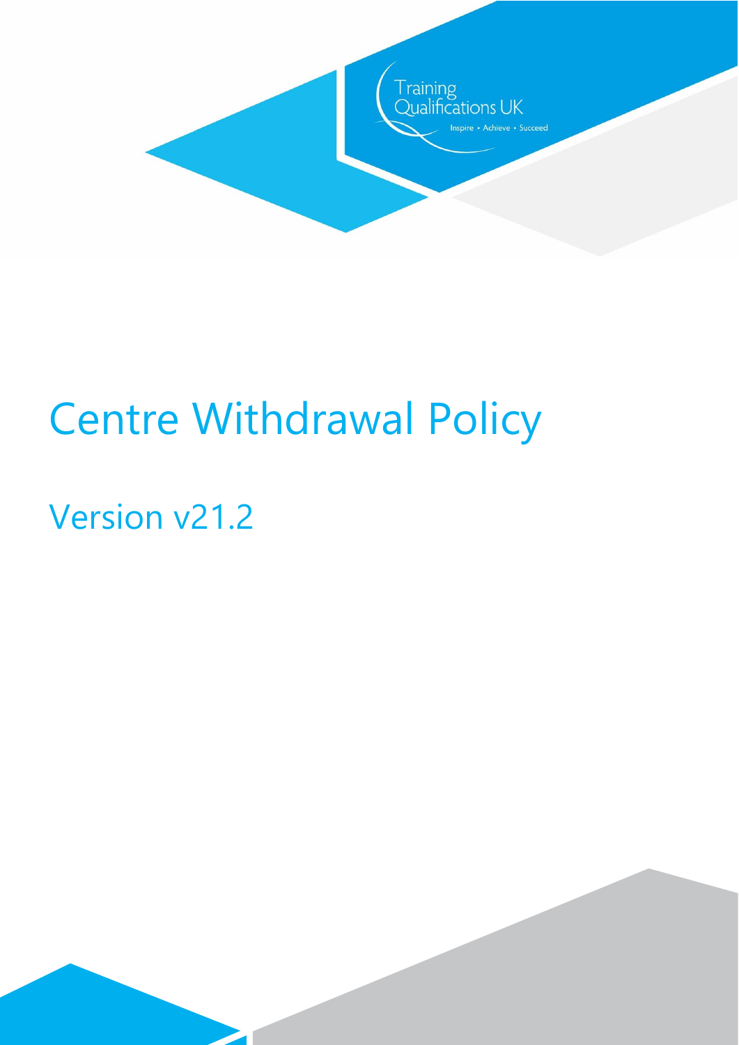Training Qualifications UK

Inspire • Achieve • Succeed

# Centre Withdrawal Policy

## Version v21.2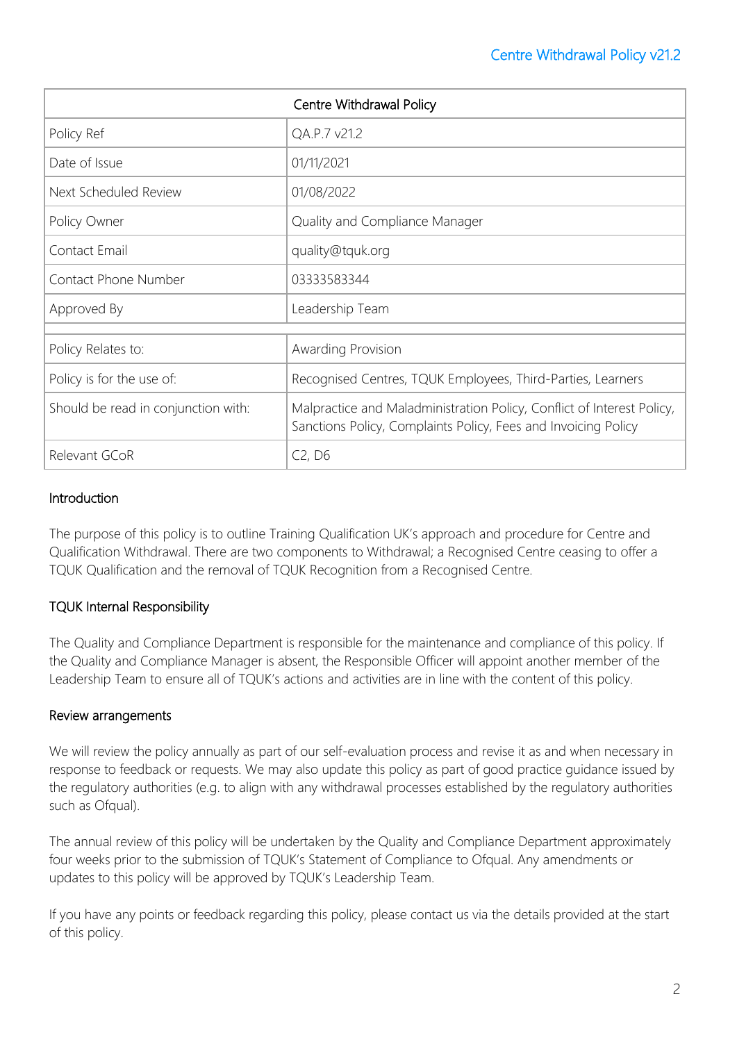| Centre Withdrawal Policy | |
|---|---|
| Policy Ref | QA.P.7 v21.2 |
| Date of Issue | 01/11/2021 |
| Next Scheduled Review | 01/08/2022 |
| Policy Owner | Quality and Compliance Manager |
| Contact Email | quality@tquk.org |
| Contact Phone Number | 03333583344 |
| Approved By | Leadership Team |
| | |
| Policy Relates to: | Awarding Provision |
| Policy is for the use of: | Recognised Centres, TQUK Employees, Third-Parties, Learners |
| Should be read in conjunction with: | Malpractice and Maladministration Policy, Conflict of Interest Policy, Sanctions Policy, Complaints Policy, Fees and Invoicing Policy |
| Relevant GCoR | C2, D6 |

## Introduction

The purpose of this policy is to outline Training Qualification UK's approach and procedure for Centre and Qualification Withdrawal. There are two components to Withdrawal; a Recognised Centre ceasing to offer a TQUK Qualification and the removal of TQUK Recognition from a Recognised Centre.

## TQUK Internal Responsibility

The Quality and Compliance Department is responsible for the maintenance and compliance of this policy. If the Quality and Compliance Manager is absent, the Responsible Officer will appoint another member of the Leadership Team to ensure all of TQUK's actions and activities are in line with the content of this policy.

## Review arrangements

We will review the policy annually as part of our self-evaluation process and revise it as and when necessary in response to feedback or requests. We may also update this policy as part of good practice guidance issued by the regulatory authorities (e.g. to align with any withdrawal processes established by the regulatory authorities such as Ofqual).

The annual review of this policy will be undertaken by the Quality and Compliance Department approximately four weeks prior to the submission of TQUK's Statement of Compliance to Ofqual. Any amendments or updates to this policy will be approved by TQUK's Leadership Team.

If you have any points or feedback regarding this policy, please contact us via the details provided at the start of this policy.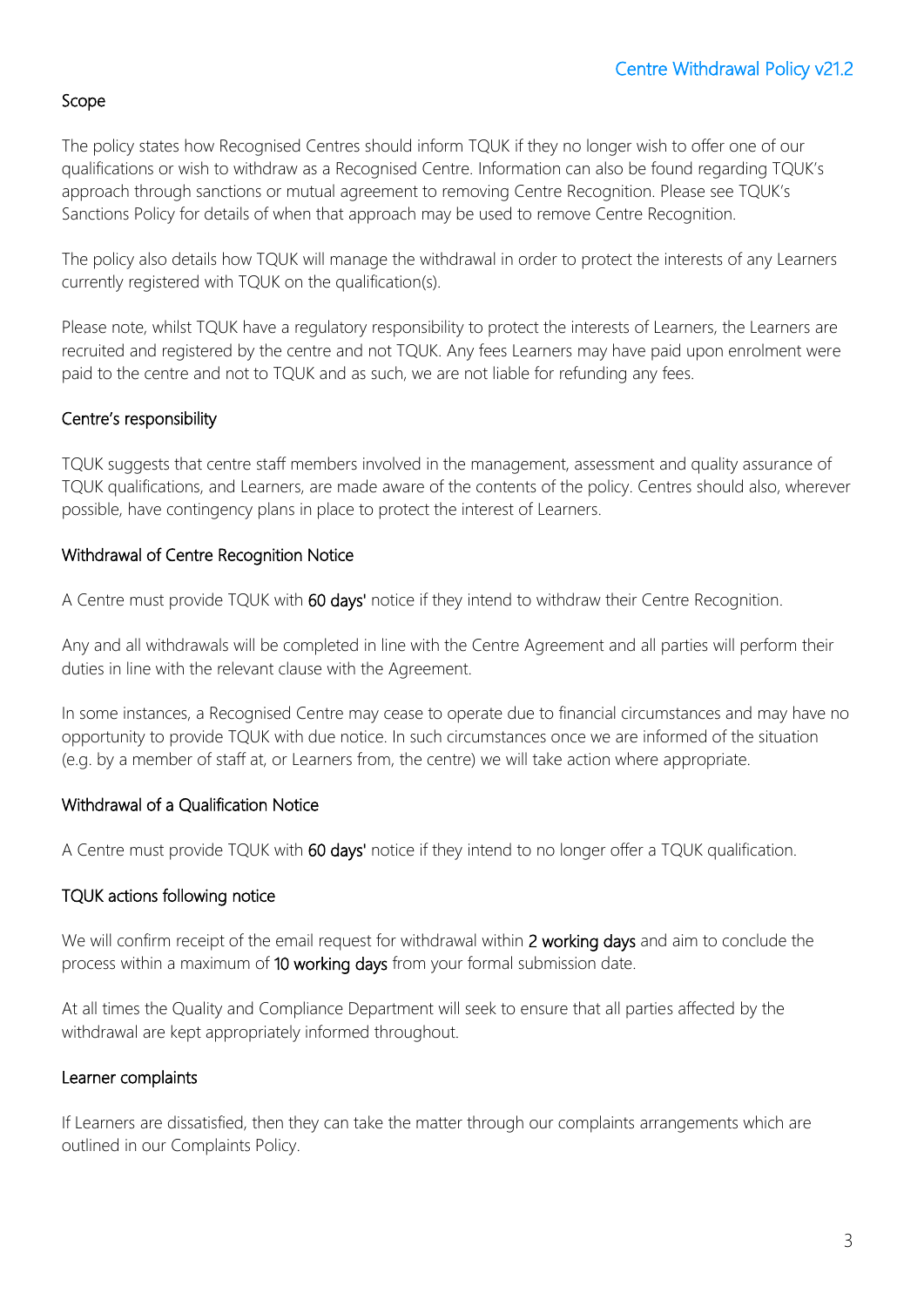## Scope

The policy states how Recognised Centres should inform TQUK if they no longer wish to offer one of our qualifications or wish to withdraw as a Recognised Centre. Information can also be found regarding TQUK's approach through sanctions or mutual agreement to removing Centre Recognition. Please see TQUK's Sanctions Policy for details of when that approach may be used to remove Centre Recognition.

The policy also details how TQUK will manage the withdrawal in order to protect the interests of any Learners currently registered with TQUK on the qualification(s).

Please note, whilst TQUK have a regulatory responsibility to protect the interests of Learners, the Learners are recruited and registered by the centre and not TQUK. Any fees Learners may have paid upon enrolment were paid to the centre and not to TQUK and as such, we are not liable for refunding any fees.

## Centre's responsibility

TQUK suggests that centre staff members involved in the management, assessment and quality assurance of TQUK qualifications, and Learners, are made aware of the contents of the policy. Centres should also, wherever possible, have contingency plans in place to protect the interest of Learners.

## Withdrawal of Centre Recognition Notice

A Centre must provide TQUK with 60 days' notice if they intend to withdraw their Centre Recognition.

Any and all withdrawals will be completed in line with the Centre Agreement and all parties will perform their duties in line with the relevant clause with the Agreement.

In some instances, a Recognised Centre may cease to operate due to financial circumstances and may have no opportunity to provide TQUK with due notice. In such circumstances once we are informed of the situation (e.g. by a member of staff at, or Learners from, the centre) we will take action where appropriate.

## Withdrawal of a Qualification Notice

A Centre must provide TQUK with 60 days' notice if they intend to no longer offer a TQUK qualification.

## TQUK actions following notice

We will confirm receipt of the email request for withdrawal within 2 working days and aim to conclude the process within a maximum of 10 working days from your formal submission date.

At all times the Quality and Compliance Department will seek to ensure that all parties affected by the withdrawal are kept appropriately informed throughout.

## Learner complaints

If Learners are dissatisfied, then they can take the matter through our complaints arrangements which are outlined in our Complaints Policy.